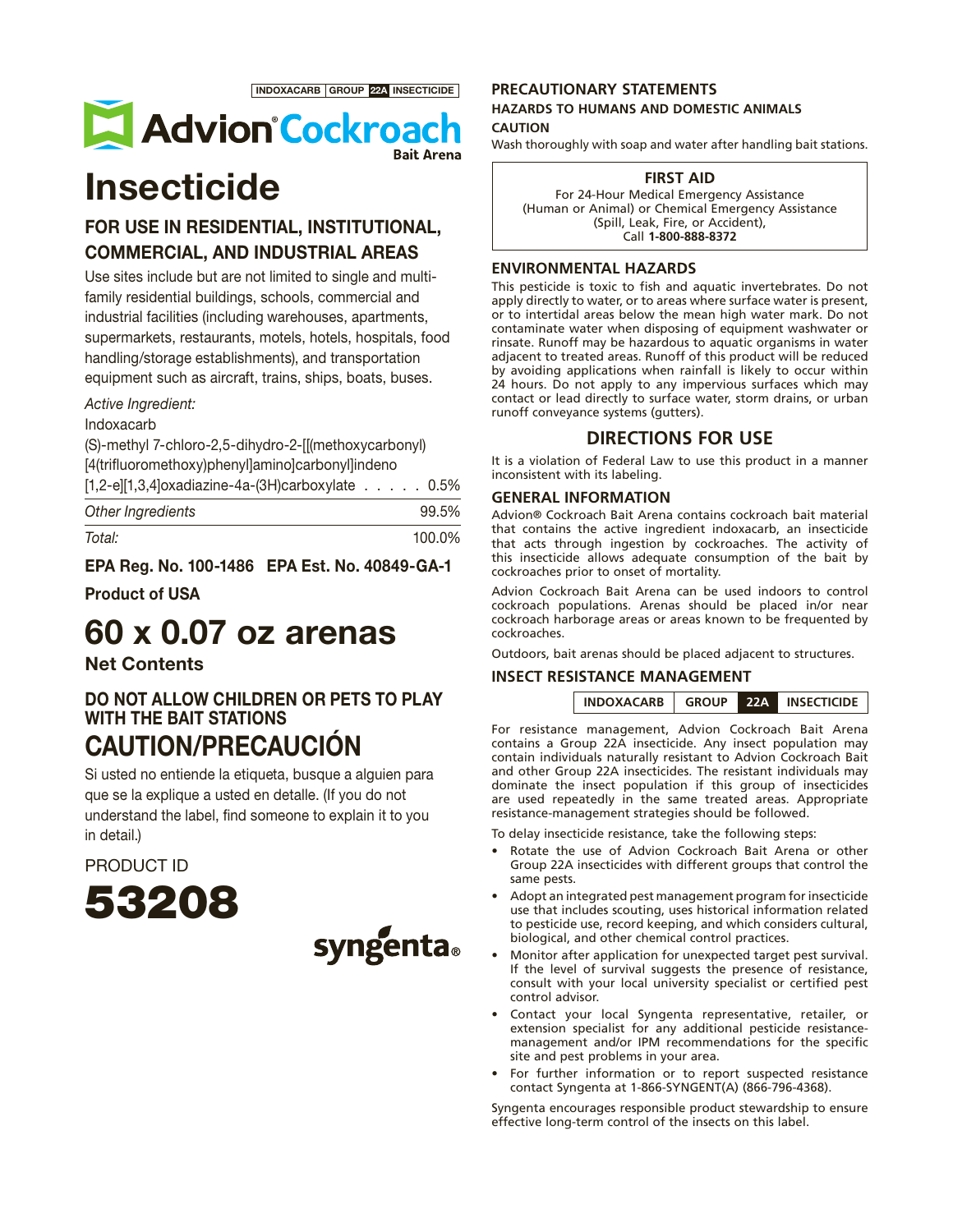INDOXACARB | GROUP | 22A | INSECTICIDE

# Advion® Cockroach Bait Arena

# Insecticide

## FOR USE IN RESIDENTIAL, INSTITUTIONAL, COMMERCIAL, AND INDUSTRIAL AREAS

Use sites include but are not limited to single and multi-family residential buildings, schools, commercial and industrial facilities (including warehouses, apartments, supermarkets, restaurants, motels, hotels, hospitals, food handling/storage establishments), and transportation equipment such as aircraft, trains, ships, boats, buses.

| *Active Ingredient:* | |
|---|---|
| Indoxacarb (S)-methyl 7-chloro-2,5-dihydro-2-[[(methoxycarbonyl) [4(trifluoromethoxy)phenyl]amino]carbonyl]indeno [1,2-e][1,3,4]oxadiazine-4a-(3H)carboxylate | 0.5% |
| *Other Ingredients* | 99.5% |
| *Total:* | 100.0% |

**EPA Reg. No. 100-1486 EPA Est. No. 40849-GA-1**

**Product of USA**

# 60 x 0.07 oz arenas

**Net Contents**

## DO NOT ALLOW CHILDREN OR PETS TO PLAY WITH THE BAIT STATIONS

## CAUTION/PRECAUCIÓN

Si usted no entiende la etiqueta, busque a alguien para que se la explique a usted en detalle. (If you do not understand the label, find someone to explain it to you in detail.)

PRODUCT ID

# 53208

syngenta®

## PRECAUTIONARY STATEMENTS

### HAZARDS TO HUMANS AND DOMESTIC ANIMALS

**CAUTION**

Wash thoroughly with soap and water after handling bait stations.

**FIRST AID**

For 24-Hour Medical Emergency Assistance (Human or Animal) or Chemical Emergency Assistance (Spill, Leak, Fire, or Accident), Call **1-800-888-8372**

### ENVIRONMENTAL HAZARDS

This pesticide is toxic to fish and aquatic invertebrates. Do not apply directly to water, or to areas where surface water is present, or to intertidal areas below the mean high water mark. Do not contaminate water when disposing of equipment washwater or rinsate. Runoff may be hazardous to aquatic organisms in water adjacent to treated areas. Runoff of this product will be reduced by avoiding applications when rainfall is likely to occur within 24 hours. Do not apply to any impervious surfaces which may contact or lead directly to surface water, storm drains, or urban runoff conveyance systems (gutters).

## DIRECTIONS FOR USE

It is a violation of Federal Law to use this product in a manner inconsistent with its labeling.

### GENERAL INFORMATION

Advion® Cockroach Bait Arena contains cockroach bait material that contains the active ingredient indoxacarb, an insecticide that acts through ingestion by cockroaches. The activity of this insecticide allows adequate consumption of the bait by cockroaches prior to onset of mortality.

Advion Cockroach Bait Arena can be used indoors to control cockroach populations. Arenas should be placed in/or near cockroach harborage areas or areas known to be frequented by cockroaches.

Outdoors, bait arenas should be placed adjacent to structures.

### INSECT RESISTANCE MANAGEMENT

| INDOXACARB | GROUP | 22A | INSECTICIDE |
|---|---|---|---|

For resistance management, Advion Cockroach Bait Arena contains a Group 22A insecticide. Any insect population may contain individuals naturally resistant to Advion Cockroach Bait and other Group 22A insecticides. The resistant individuals may dominate the insect population if this group of insecticides are used repeatedly in the same treated areas. Appropriate resistance-management strategies should be followed.

To delay insecticide resistance, take the following steps:

- Rotate the use of Advion Cockroach Bait Arena or other Group 22A insecticides with different groups that control the same pests.
- Adopt an integrated pest management program for insecticide use that includes scouting, uses historical information related to pesticide use, record keeping, and which considers cultural, biological, and other chemical control practices.
- Monitor after application for unexpected target pest survival. If the level of survival suggests the presence of resistance, consult with your local university specialist or certified pest control advisor.
- Contact your local Syngenta representative, retailer, or extension specialist for any additional pesticide resistance-management and/or IPM recommendations for the specific site and pest problems in your area.
- For further information or to report suspected resistance contact Syngenta at 1-866-SYNGENT(A) (866-796-4368).

Syngenta encourages responsible product stewardship to ensure effective long-term control of the insects on this label.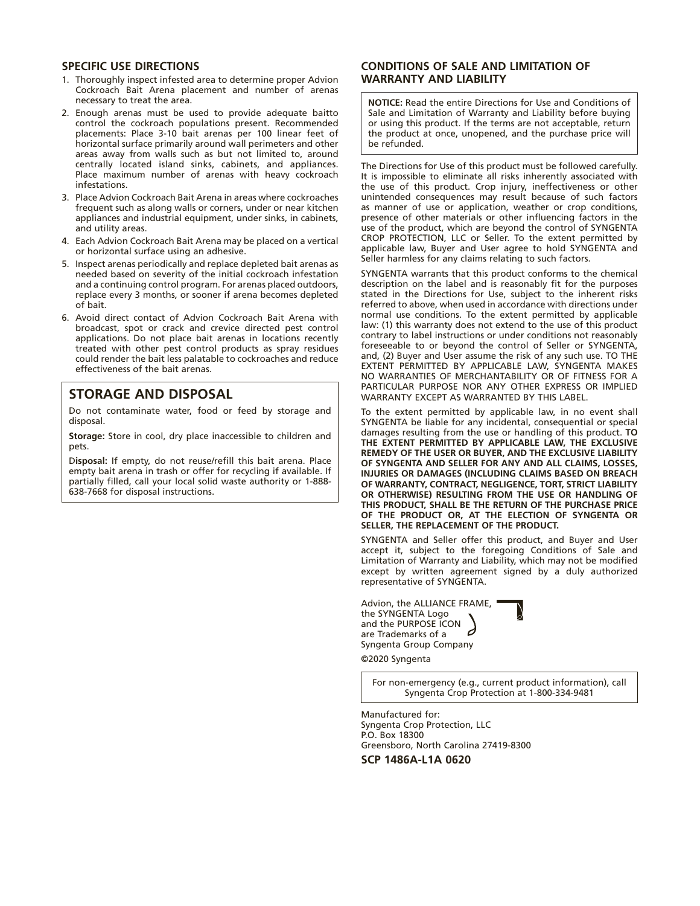## SPECIFIC USE DIRECTIONS

1. Thoroughly inspect infested area to determine proper Advion Cockroach Bait Arena placement and number of arenas necessary to treat the area.
2. Enough arenas must be used to provide adequate baitto control the cockroach populations present. Recommended placements: Place 3-10 bait arenas per 100 linear feet of horizontal surface primarily around wall perimeters and other areas away from walls such as but not limited to, around centrally located island sinks, cabinets, and appliances. Place maximum number of arenas with heavy cockroach infestations.
3. Place Advion Cockroach Bait Arena in areas where cockroaches frequent such as along walls or corners, under or near kitchen appliances and industrial equipment, under sinks, in cabinets, and utility areas.
4. Each Advion Cockroach Bait Arena may be placed on a vertical or horizontal surface using an adhesive.
5. Inspect arenas periodically and replace depleted bait arenas as needed based on severity of the initial cockroach infestation and a continuing control program. For arenas placed outdoors, replace every 3 months, or sooner if arena becomes depleted of bait.
6. Avoid direct contact of Advion Cockroach Bait Arena with broadcast, spot or crack and crevice directed pest control applications. Do not place bait arenas in locations recently treated with other pest control products as spray residues could render the bait less palatable to cockroaches and reduce effectiveness of the bait arenas.

## STORAGE AND DISPOSAL

Do not contaminate water, food or feed by storage and disposal.

**Storage:** Store in cool, dry place inaccessible to children and pets.

**Disposal:** If empty, do not reuse/refill this bait arena. Place empty bait arena in trash or offer for recycling if available. If partially filled, call your local solid waste authority or 1-888-638-7668 for disposal instructions.

## CONDITIONS OF SALE AND LIMITATION OF WARRANTY AND LIABILITY

**NOTICE:** Read the entire Directions for Use and Conditions of Sale and Limitation of Warranty and Liability before buying or using this product. If the terms are not acceptable, return the product at once, unopened, and the purchase price will be refunded.

The Directions for Use of this product must be followed carefully. It is impossible to eliminate all risks inherently associated with the use of this product. Crop injury, ineffectiveness or other unintended consequences may result because of such factors as manner of use or application, weather or crop conditions, presence of other materials or other influencing factors in the use of the product, which are beyond the control of SYNGENTA CROP PROTECTION, LLC or Seller. To the extent permitted by applicable law, Buyer and User agree to hold SYNGENTA and Seller harmless for any claims relating to such factors.

SYNGENTA warrants that this product conforms to the chemical description on the label and is reasonably fit for the purposes stated in the Directions for Use, subject to the inherent risks referred to above, when used in accordance with directions under normal use conditions. To the extent permitted by applicable law: (1) this warranty does not extend to the use of this product contrary to label instructions or under conditions not reasonably foreseeable to or beyond the control of Seller or SYNGENTA, and, (2) Buyer and User assume the risk of any such use. TO THE EXTENT PERMITTED BY APPLICABLE LAW, SYNGENTA MAKES NO WARRANTIES OF MERCHANTABILITY OR OF FITNESS FOR A PARTICULAR PURPOSE NOR ANY OTHER EXPRESS OR IMPLIED WARRANTY EXCEPT AS WARRANTED BY THIS LABEL.

To the extent permitted by applicable law, in no event shall SYNGENTA be liable for any incidental, consequential or special damages resulting from the use or handling of this product. **TO THE EXTENT PERMITTED BY APPLICABLE LAW, THE EXCLUSIVE REMEDY OF THE USER OR BUYER, AND THE EXCLUSIVE LIABILITY OF SYNGENTA AND SELLER FOR ANY AND ALL CLAIMS, LOSSES, INJURIES OR DAMAGES (INCLUDING CLAIMS BASED ON BREACH OF WARRANTY, CONTRACT, NEGLIGENCE, TORT, STRICT LIABILITY OR OTHERWISE) RESULTING FROM THE USE OR HANDLING OF THIS PRODUCT, SHALL BE THE RETURN OF THE PURCHASE PRICE OF THE PRODUCT OR, AT THE ELECTION OF SYNGENTA OR SELLER, THE REPLACEMENT OF THE PRODUCT.**

SYNGENTA and Seller offer this product, and Buyer and User accept it, subject to the foregoing Conditions of Sale and Limitation of Warranty and Liability, which may not be modified except by written agreement signed by a duly authorized representative of SYNGENTA.

Advion, the ALLIANCE FRAME, the SYNGENTA Logo and the PURPOSE ICON are Trademarks of a Syngenta Group Company

©2020 Syngenta

For non-emergency (e.g., current product information), call Syngenta Crop Protection at 1-800-334-9481

Manufactured for:
Syngenta Crop Protection, LLC
P.O. Box 18300
Greensboro, North Carolina 27419-8300

**SCP 1486A-L1A 0620**